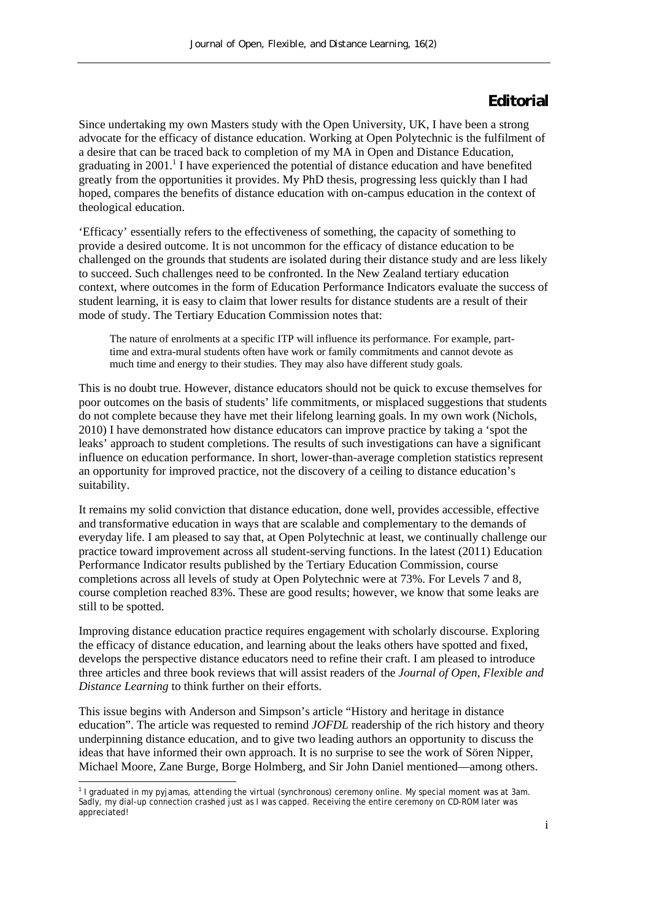# Editorial

Since undertaking my own Masters study with the Open University, UK, I have been a strong advocate for the efficacy of distance education. Working at Open Polytechnic is the fulfilment of a desire that can be traced back to completion of my MA in Open and Distance Education, graduating in 2001.[1] I have experienced the potential of distance education and have benefited greatly from the opportunities it provides. My PhD thesis, progressing less quickly than I had hoped, compares the benefits of distance education with on-campus education in the context of theological education.

'Efficacy' essentially refers to the effectiveness of something, the capacity of something to provide a desired outcome. It is not uncommon for the efficacy of distance education to be challenged on the grounds that students are isolated during their distance study and are less likely to succeed. Such challenges need to be confronted. In the New Zealand tertiary education context, where outcomes in the form of Education Performance Indicators evaluate the success of student learning, it is easy to claim that lower results for distance students are a result of their mode of study. The Tertiary Education Commission notes that:

> The nature of enrolments at a specific ITP will influence its performance. For example, part-time and extra-mural students often have work or family commitments and cannot devote as much time and energy to their studies. They may also have different study goals.

This is no doubt true. However, distance educators should not be quick to excuse themselves for poor outcomes on the basis of students' life commitments, or misplaced suggestions that students do not complete because they have met their lifelong learning goals. In my own work (Nichols, 2010) I have demonstrated how distance educators can improve practice by taking a 'spot the leaks' approach to student completions. The results of such investigations can have a significant influence on education performance. In short, lower-than-average completion statistics represent an opportunity for improved practice, not the discovery of a ceiling to distance education's suitability.

It remains my solid conviction that distance education, done well, provides accessible, effective and transformative education in ways that are scalable and complementary to the demands of everyday life. I am pleased to say that, at Open Polytechnic at least, we continually challenge our practice toward improvement across all student-serving functions. In the latest (2011) Education Performance Indicator results published by the Tertiary Education Commission, course completions across all levels of study at Open Polytechnic were at 73%. For Levels 7 and 8, course completion reached 83%. These are good results; however, we know that some leaks are still to be spotted.

Improving distance education practice requires engagement with scholarly discourse. Exploring the efficacy of distance education, and learning about the leaks others have spotted and fixed, develops the perspective distance educators need to refine their craft. I am pleased to introduce three articles and three book reviews that will assist readers of the *Journal of Open, Flexible and Distance Learning* to think further on their efforts.

This issue begins with Anderson and Simpson's article "History and heritage in distance education". The article was requested to remind *JOFDL* readership of the rich history and theory underpinning distance education, and to give two leading authors an opportunity to discuss the ideas that have informed their own approach. It is no surprise to see the work of Sören Nipper, Michael Moore, Zane Burge, Borge Holmberg, and Sir John Daniel mentioned—among others.

[1] I graduated in my pyjamas, attending the virtual (synchronous) ceremony online. My special moment was at 3am. Sadly, my dial-up connection crashed just as I was capped. Receiving the entire ceremony on CD-ROM later was appreciated!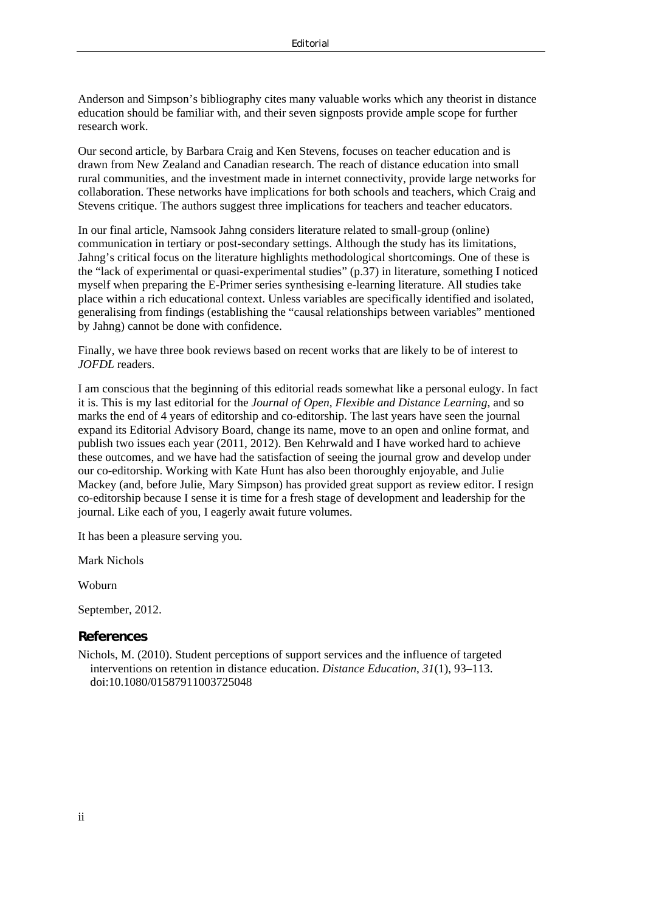Anderson and Simpson's bibliography cites many valuable works which any theorist in distance education should be familiar with, and their seven signposts provide ample scope for further research work.

Our second article, by Barbara Craig and Ken Stevens, focuses on teacher education and is drawn from New Zealand and Canadian research. The reach of distance education into small rural communities, and the investment made in internet connectivity, provide large networks for collaboration. These networks have implications for both schools and teachers, which Craig and Stevens critique. The authors suggest three implications for teachers and teacher educators.

In our final article, Namsook Jahng considers literature related to small-group (online) communication in tertiary or post-secondary settings. Although the study has its limitations, Jahng's critical focus on the literature highlights methodological shortcomings. One of these is the "lack of experimental or quasi-experimental studies" (p.37) in literature, something I noticed myself when preparing the E-Primer series synthesising e-learning literature. All studies take place within a rich educational context. Unless variables are specifically identified and isolated, generalising from findings (establishing the "causal relationships between variables" mentioned by Jahng) cannot be done with confidence.

Finally, we have three book reviews based on recent works that are likely to be of interest to *JOFDL* readers.

I am conscious that the beginning of this editorial reads somewhat like a personal eulogy. In fact it is. This is my last editorial for the *Journal of Open, Flexible and Distance Learning*, and so marks the end of 4 years of editorship and co-editorship. The last years have seen the journal expand its Editorial Advisory Board, change its name, move to an open and online format, and publish two issues each year (2011, 2012). Ben Kehrwald and I have worked hard to achieve these outcomes, and we have had the satisfaction of seeing the journal grow and develop under our co-editorship. Working with Kate Hunt has also been thoroughly enjoyable, and Julie Mackey (and, before Julie, Mary Simpson) has provided great support as review editor. I resign co-editorship because I sense it is time for a fresh stage of development and leadership for the journal. Like each of you, I eagerly await future volumes.

It has been a pleasure serving you.

Mark Nichols

Woburn

September, 2012.

## References

Nichols, M. (2010). Student perceptions of support services and the influence of targeted interventions on retention in distance education. *Distance Education*, *31*(1), 93–113. doi:10.1080/01587911003725048